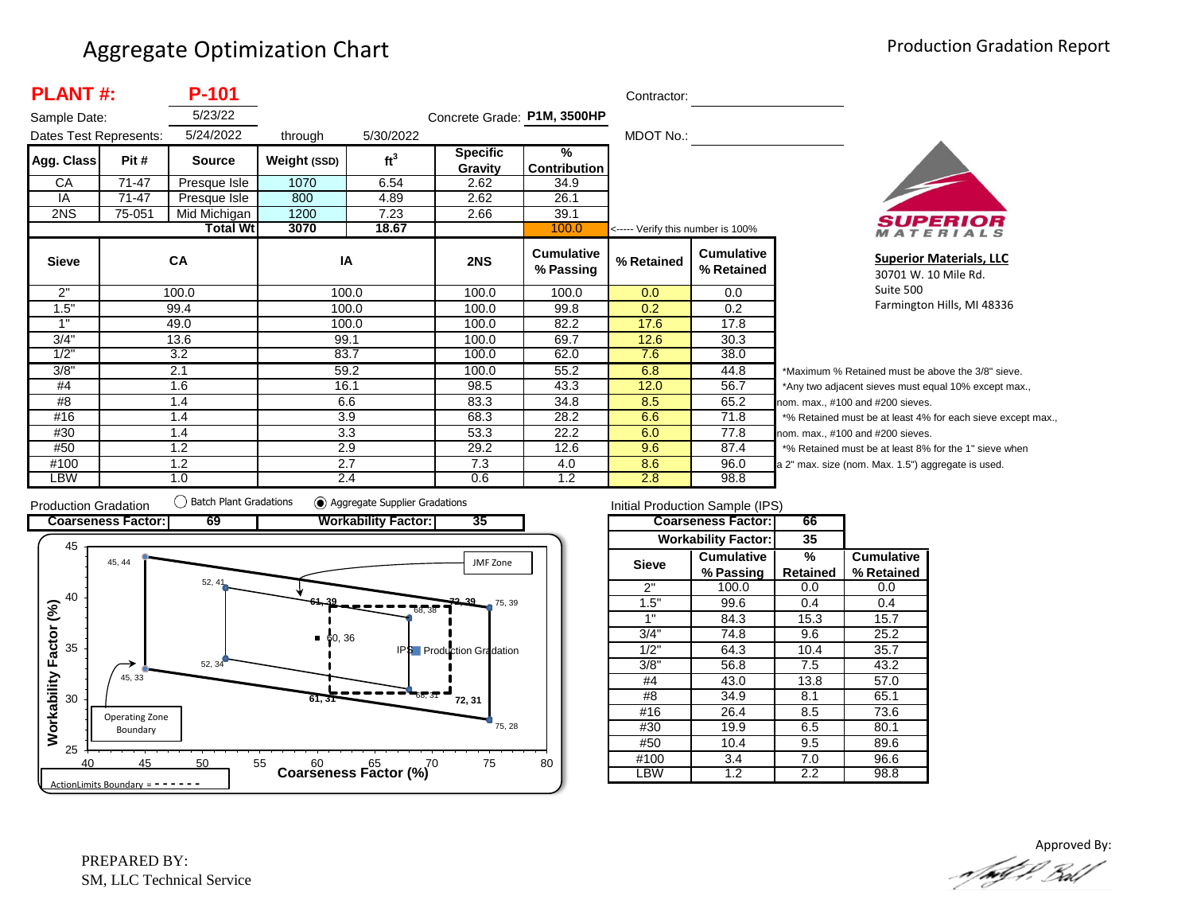# Aggregate Optimization Chart

Production Gradation Report

**PLANT #:** **P-101**

Sample Date: 5/23/22

Dates Test Represents: 5/24/2022 through 5/30/2022

Concrete Grade: **P1M, 3500HP**

Contractor:

MDOT No.:

| Agg. Class | Pit # | Source | Weight (SSD) | ft$^3$ | Specific Gravity | % Contribution |
|---|---|---|---|---|---|---|
| CA | 71-47 | Presque Isle | 1070 | 6.54 | 2.62 | 34.9 |
| IA | 71-47 | Presque Isle | 800 | 4.89 | 2.62 | 26.1 |
| 2NS | 75-051 | Mid Michigan | 1200 | 7.23 | 2.66 | 39.1 |
| | | **Total Wt** | **3070** | **18.67** | | 100.0 |

<----- Verify this number is 100%

| Sieve | CA | IA | 2NS | Cumulative % Passing | % Retained | Cumulative % Retained |
|---|---|---|---|---|---|---|
| 2" | 100.0 | 100.0 | 100.0 | 100.0 | 0.0 | 0.0 |
| 1.5" | 99.4 | 100.0 | 100.0 | 99.8 | 0.2 | 0.2 |
| 1" | 49.0 | 100.0 | 100.0 | 82.2 | 17.6 | 17.8 |
| 3/4" | 13.6 | 99.1 | 100.0 | 69.7 | 12.6 | 30.3 |
| 1/2" | 3.2 | 83.7 | 100.0 | 62.0 | 7.6 | 38.0 |
| 3/8" | 2.1 | 59.2 | 100.0 | 55.2 | 6.8 | 44.8 |
| #4 | 1.6 | 16.1 | 98.5 | 43.3 | 12.0 | 56.7 |
| #8 | 1.4 | 6.6 | 83.3 | 34.8 | 8.5 | 65.2 |
| #16 | 1.4 | 3.9 | 68.3 | 28.2 | 6.6 | 71.8 |
| #30 | 1.4 | 3.3 | 53.3 | 22.2 | 6.0 | 77.8 |
| #50 | 1.2 | 2.9 | 29.2 | 12.6 | 9.6 | 87.4 |
| #100 | 1.2 | 2.7 | 7.3 | 4.0 | 8.6 | 96.0 |
| LBW | 1.0 | 2.4 | 0.6 | 1.2 | 2.8 | 98.8 |

*Maximum % Retained must be above the 3/8" sieve.

*Any two adjacent sieves must equal 10% except max., nom. max., #100 and #200 sieves.

*% Retained must be at least 4% for each sieve except max., nom. max., #100 and #200 sieves.

*% Retained must be at least 8% for the 1" sieve when a 2" max. size (nom. Max. 1.5") aggregate is used.

**SUPERIOR MATERIALS**

**Superior Materials, LLC**
30701 W. 10 Mile Rd.
Suite 500
Farmington Hills, MI 48336

Production Gradation ◯ Batch Plant Gradations ◉ Aggregate Supplier Gradations

**Coarseness Factor:** 69 **Workability Factor:** 35

Chart: Workability Factor (%) vs. Coarseness Factor (%) — Operating Zone Boundary points: 45, 44; 45, 33; 75, 39; 75, 28. JMF Zone points: 52, 41; 52, 34; 72, 39; 72, 31. Action Limits Boundary = - - - - - - (61, 39; 68, 38; 61, 31; 68, 31). IPS: 60, 36. Production Gradation.

Initial Production Sample (IPS)

| | **Coarseness Factor:** | 66 | |
|---|---|---|---|
| | **Workability Factor:** | 35 | |
| **Sieve** | **Cumulative % Passing** | **% Retained** | **Cumulative % Retained** |
| 2" | 100.0 | 0.0 | 0.0 |
| 1.5" | 99.6 | 0.4 | 0.4 |
| 1" | 84.3 | 15.3 | 15.7 |
| 3/4" | 74.8 | 9.6 | 25.2 |
| 1/2" | 64.3 | 10.4 | 35.7 |
| 3/8" | 56.8 | 7.5 | 43.2 |
| #4 | 43.0 | 13.8 | 57.0 |
| #8 | 34.9 | 8.1 | 65.1 |
| #16 | 26.4 | 8.5 | 73.6 |
| #30 | 19.9 | 6.5 | 80.1 |
| #50 | 10.4 | 9.5 | 89.6 |
| #100 | 3.4 | 7.0 | 96.6 |
| LBW | 1.2 | 2.2 | 98.8 |

PREPARED BY:
SM, LLC Technical Service

Approved By: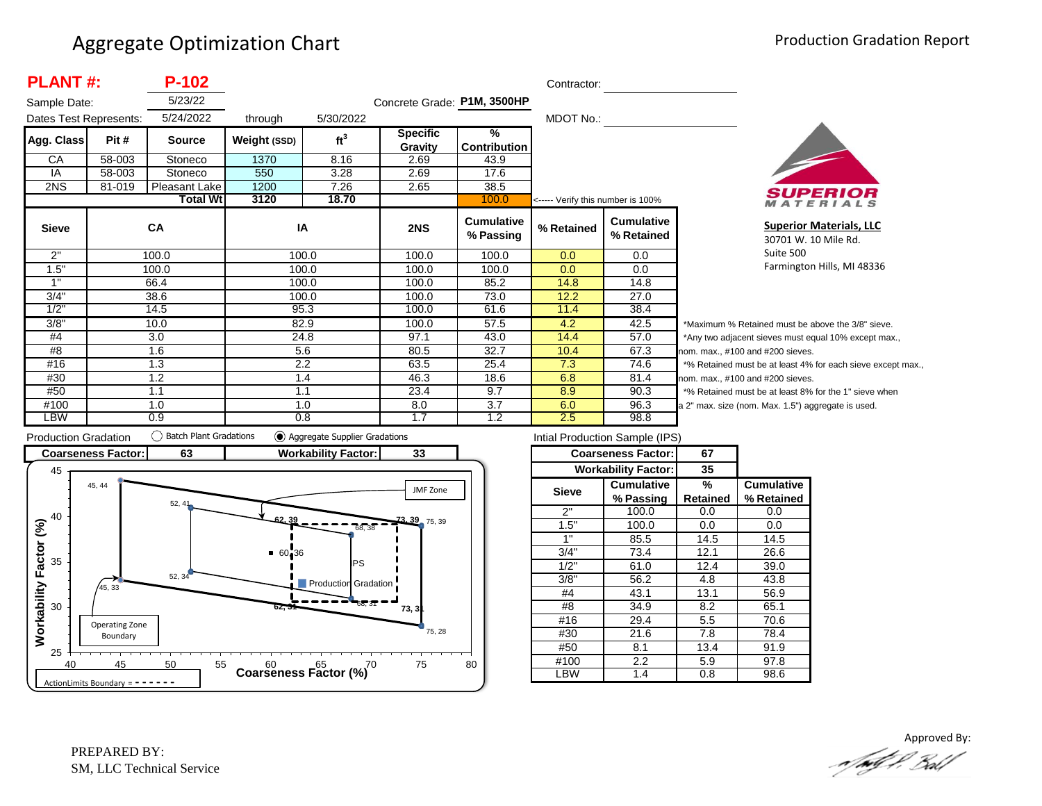# Aggregate Optimization Chart

Production Gradation Report

**PLANT #:** **P-102**

Sample Date: 5/23/22

Dates Test Represents: 5/24/2022 through 5/30/2022

Concrete Grade: **P1M, 3500HP**

Contractor: 

MDOT No.: 

| Agg. Class | Pit # | Source | Weight (SSD) | ft³ | Specific Gravity | % Contribution |
|---|---|---|---|---|---|---|
| CA | 58-003 | Stoneco | 1370 | 8.16 | 2.69 | 43.9 |
| IA | 58-003 | Stoneco | 550 | 3.28 | 2.69 | 17.6 |
| 2NS | 81-019 | Pleasant Lake | 1200 | 7.26 | 2.65 | 38.5 |
| | | **Total Wt** | **3120** | **18.70** | | 100.0 |

<----- Verify this number is 100%

| Sieve | CA | IA | 2NS | Cumulative % Passing | % Retained | Cumulative % Retained |
|---|---|---|---|---|---|---|
| 2" | 100.0 | 100.0 | 100.0 | 100.0 | 0.0 | 0.0 |
| 1.5" | 100.0 | 100.0 | 100.0 | 100.0 | 0.0 | 0.0 |
| 1" | 66.4 | 100.0 | 100.0 | 85.2 | 14.8 | 14.8 |
| 3/4" | 38.6 | 100.0 | 100.0 | 73.0 | 12.2 | 27.0 |
| 1/2" | 14.5 | 95.3 | 100.0 | 61.6 | 11.4 | 38.4 |
| 3/8" | 10.0 | 82.9 | 100.0 | 57.5 | 4.2 | 42.5 |
| #4 | 3.0 | 24.8 | 97.1 | 43.0 | 14.4 | 57.0 |
| #8 | 1.6 | 5.6 | 80.5 | 32.7 | 10.4 | 67.3 |
| #16 | 1.3 | 2.2 | 63.5 | 25.4 | 7.3 | 74.6 |
| #30 | 1.2 | 1.4 | 46.3 | 18.6 | 6.8 | 81.4 |
| #50 | 1.1 | 1.1 | 23.4 | 9.7 | 8.9 | 90.3 |
| #100 | 1.0 | 1.0 | 8.0 | 3.7 | 6.0 | 96.3 |
| LBW | 0.9 | 0.8 | 1.7 | 1.2 | 2.5 | 98.8 |

*Maximum % Retained must be above the 3/8" sieve.
*Any two adjacent sieves must equal 10% except max., nom. max., #100 and #200 sieves.
*% Retained must be at least 4% for each sieve except max., nom. max., #100 and #200 sieves.
*% Retained must be at least 8% for the 1" sieve when a 2" max. size (nom. Max. 1.5") aggregate is used.

**Superior Materials, LLC**
30701 W. 10 Mile Rd.
Suite 500
Farmington Hills, MI 48336

Production Gradation ○ Batch Plant Gradations ◉ Aggregate Supplier Gradations

| Coarseness Factor: | 63 | Workability Factor: | 33 |
|---|---|---|---|

Intial Production Sample (IPS)

| Coarseness Factor: | 67 |
|---|---|
| Workability Factor: | 35 |

| Sieve | Cumulative % Passing | % Retained | Cumulative % Retained |
|---|---|---|---|
| 2" | 100.0 | 0.0 | 0.0 |
| 1.5" | 100.0 | 0.0 | 0.0 |
| 1" | 85.5 | 14.5 | 14.5 |
| 3/4" | 73.4 | 12.1 | 26.6 |
| 1/2" | 61.0 | 12.4 | 39.0 |
| 3/8" | 56.2 | 4.8 | 43.8 |
| #4 | 43.1 | 13.1 | 56.9 |
| #8 | 34.9 | 8.2 | 65.1 |
| #16 | 29.4 | 5.5 | 70.6 |
| #30 | 21.6 | 7.8 | 78.4 |
| #50 | 8.1 | 13.4 | 91.9 |
| #100 | 2.2 | 5.9 | 97.8 |
| LBW | 1.4 | 0.8 | 98.6 |

Chart: Workability Factor (%) vs. Coarseness Factor (%). Points: 45, 44; 52, 41; 62, 39; 73, 39; 75, 39; 68, 38; 60, 36; 52, 34; 45, 33; 62, 31; 68, 31; 73, 31; 75, 28. Labels: JMF Zone; IPS; Production Gradation; Operating Zone Boundary; ActionLimits Boundary = - - - - - -

PREPARED BY:
SM, LLC Technical Service

Approved By: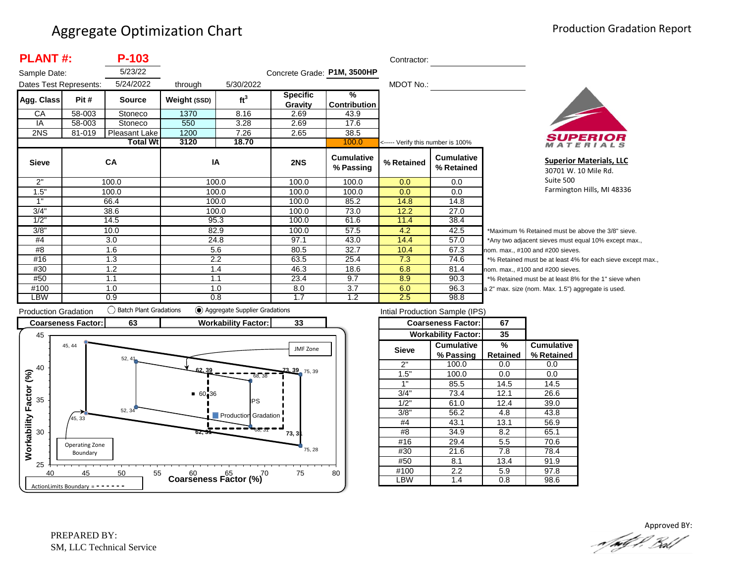# Aggregate Optimization Chart

Production Gradation Report

**PLANT #:** **P-103**

Sample Date: 5/23/22

Dates Test Represents: 5/24/2022 through 5/30/2022

Concrete Grade: **P1M, 3500HP**

Contractor:

MDOT No.:

| Agg. Class | Pit # | Source | Weight (SSD) | ft$^3$ | Specific Gravity | % Contribution |
|---|---|---|---|---|---|---|
| CA | 58-003 | Stoneco | 1370 | 8.16 | 2.69 | 43.9 |
| IA | 58-003 | Stoneco | 550 | 3.28 | 2.69 | 17.6 |
| 2NS | 81-019 | Pleasant Lake | 1200 | 7.26 | 2.65 | 38.5 |
| | | **Total Wt** | **3120** | **18.70** | | 100.0 |

<----- Verify this number is 100%

| Sieve | CA | IA | 2NS | Cumulative % Passing | % Retained | Cumulative % Retained |
|---|---|---|---|---|---|---|
| 2" | 100.0 | 100.0 | 100.0 | 100.0 | 0.0 | 0.0 |
| 1.5" | 100.0 | 100.0 | 100.0 | 100.0 | 0.0 | 0.0 |
| 1" | 66.4 | 100.0 | 100.0 | 85.2 | 14.8 | 14.8 |
| 3/4" | 38.6 | 100.0 | 100.0 | 73.0 | 12.2 | 27.0 |
| 1/2" | 14.5 | 95.3 | 100.0 | 61.6 | 11.4 | 38.4 |
| 3/8" | 10.0 | 82.9 | 100.0 | 57.5 | 4.2 | 42.5 |
| #4 | 3.0 | 24.8 | 97.1 | 43.0 | 14.4 | 57.0 |
| #8 | 1.6 | 5.6 | 80.5 | 32.7 | 10.4 | 67.3 |
| #16 | 1.3 | 2.2 | 63.5 | 25.4 | 7.3 | 74.6 |
| #30 | 1.2 | 1.4 | 46.3 | 18.6 | 6.8 | 81.4 |
| #50 | 1.1 | 1.1 | 23.4 | 9.7 | 8.9 | 90.3 |
| #100 | 1.0 | 1.0 | 8.0 | 3.7 | 6.0 | 96.3 |
| LBW | 0.9 | 0.8 | 1.7 | 1.2 | 2.5 | 98.8 |

*Maximum % Retained must be above the 3/8" sieve.
*Any two adjacent sieves must equal 10% except max., nom. max., #100 and #200 sieves.
*% Retained must be at least 4% for each sieve except max., nom. max., #100 and #200 sieves.
*% Retained must be at least 8% for the 1" sieve when a 2" max. size (nom. Max. 1.5") aggregate is used.

**Superior Materials, LLC**
30701 W. 10 Mile Rd.
Suite 500
Farmington Hills, MI 48336

Production Gradation: ○ Batch Plant Gradations ◉ Aggregate Supplier Gradations

| Coarseness Factor: | 63 | Workability Factor: | 33 |
|---|---|---|---|

Intial Production Sample (IPS)

| Coarseness Factor: | 67 |
|---|---|
| Workability Factor: | 35 |

| Sieve | Cumulative % Passing | % Retained | Cumulative % Retained |
|---|---|---|---|
| 2" | 100.0 | 0.0 | 0.0 |
| 1.5" | 100.0 | 0.0 | 0.0 |
| 1" | 85.5 | 14.5 | 14.5 |
| 3/4" | 73.4 | 12.1 | 26.6 |
| 1/2" | 61.0 | 12.4 | 39.0 |
| 3/8" | 56.2 | 4.8 | 43.8 |
| #4 | 43.1 | 13.1 | 56.9 |
| #8 | 34.9 | 8.2 | 65.1 |
| #16 | 29.4 | 5.5 | 70.6 |
| #30 | 21.6 | 7.8 | 78.4 |
| #50 | 8.1 | 13.4 | 91.9 |
| #100 | 2.2 | 5.9 | 97.8 |
| LBW | 1.4 | 0.8 | 98.6 |

PREPARED BY:
SM, LLC Technical Service

Approved BY: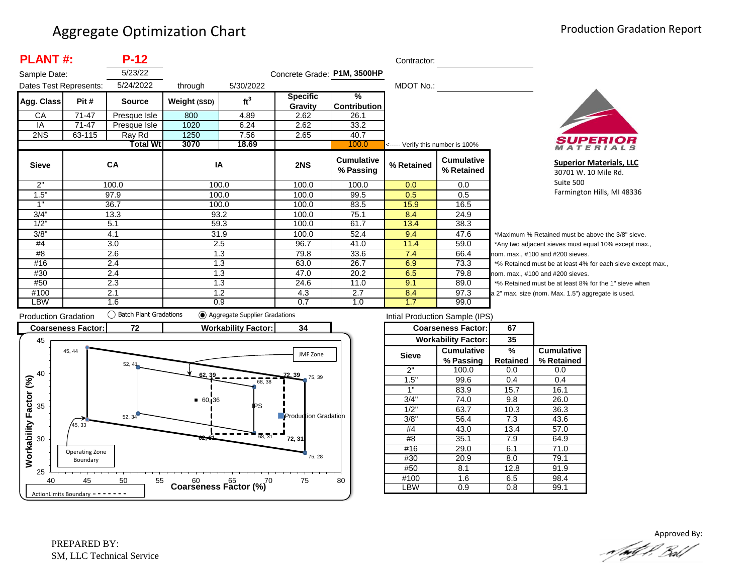# Aggregate Optimization Chart

Production Gradation Report

**PLANT #:** **P-12**

Sample Date: 5/23/22

Dates Test Represents: 5/24/2022 through 5/30/2022

Concrete Grade: **P1M, 3500HP**

Contractor:

MDOT No.:

| Agg. Class | Pit # | Source | Weight (SSD) | ft$^3$ | Specific Gravity | % Contribution |
|---|---|---|---|---|---|---|
| CA | 71-47 | Presque Isle | 800 | 4.89 | 2.62 | 26.1 |
| IA | 71-47 | Presque Isle | 1020 | 6.24 | 2.62 | 33.2 |
| 2NS | 63-115 | Ray Rd | 1250 | 7.56 | 2.65 | 40.7 |
| | | **Total Wt** | **3070** | **18.69** | | 100.0 |

<----- Verify this number is 100%

| Sieve | CA | IA | 2NS | Cumulative % Passing | % Retained | Cumulative % Retained |
|---|---|---|---|---|---|---|
| 2" | 100.0 | 100.0 | 100.0 | 100.0 | 0.0 | 0.0 |
| 1.5" | 97.9 | 100.0 | 100.0 | 99.5 | 0.5 | 0.5 |
| 1" | 36.7 | 100.0 | 100.0 | 83.5 | 15.9 | 16.5 |
| 3/4" | 13.3 | 93.2 | 100.0 | 75.1 | 8.4 | 24.9 |
| 1/2" | 5.1 | 59.3 | 100.0 | 61.7 | 13.4 | 38.3 |
| 3/8" | 4.1 | 31.9 | 100.0 | 52.4 | 9.4 | 47.6 |
| #4 | 3.0 | 2.5 | 96.7 | 41.0 | 11.4 | 59.0 |
| #8 | 2.6 | 1.3 | 79.8 | 33.6 | 7.4 | 66.4 |
| #16 | 2.4 | 1.3 | 63.0 | 26.7 | 6.9 | 73.3 |
| #30 | 2.4 | 1.3 | 47.0 | 20.2 | 6.5 | 79.8 |
| #50 | 2.3 | 1.3 | 24.6 | 11.0 | 9.1 | 89.0 |
| #100 | 2.1 | 1.2 | 4.3 | 2.7 | 8.4 | 97.3 |
| LBW | 1.6 | 0.9 | 0.7 | 1.0 | 1.7 | 99.0 |

*Maximum % Retained must be above the 3/8" sieve.
*Any two adjacent sieves must equal 10% except max., nom. max., #100 and #200 sieves.
*% Retained must be at least 4% for each sieve except max., nom. max., #100 and #200 sieves.
*% Retained must be at least 8% for the 1" sieve when a 2" max. size (nom. Max. 1.5") aggregate is used.

**Superior Materials, LLC**
30701 W. 10 Mile Rd.
Suite 500
Farmington Hills, MI 48336

Production Gradation: ◯ Batch Plant Gradations ◉ Aggregate Supplier Gradations

**Coarseness Factor:** 72 **Workability Factor:** 34

Intial Production Sample (IPS)

**Coarseness Factor:** 67
**Workability Factor:** 35

| Sieve | Cumulative % Passing | % Retained | Cumulative % Retained |
|---|---|---|---|
| 2" | 100.0 | 0.0 | 0.0 |
| 1.5" | 99.6 | 0.4 | 0.4 |
| 1" | 83.9 | 15.7 | 16.1 |
| 3/4" | 74.0 | 9.8 | 26.0 |
| 1/2" | 63.7 | 10.3 | 36.3 |
| 3/8" | 56.4 | 7.3 | 43.6 |
| #4 | 43.0 | 13.4 | 57.0 |
| #8 | 35.1 | 7.9 | 64.9 |
| #16 | 29.0 | 6.1 | 71.0 |
| #30 | 20.9 | 8.0 | 79.1 |
| #50 | 8.1 | 12.8 | 91.9 |
| #100 | 1.6 | 6.5 | 98.4 |
| LBW | 0.9 | 0.8 | 99.1 |

PREPARED BY:
SM, LLC Technical Service

Approved By: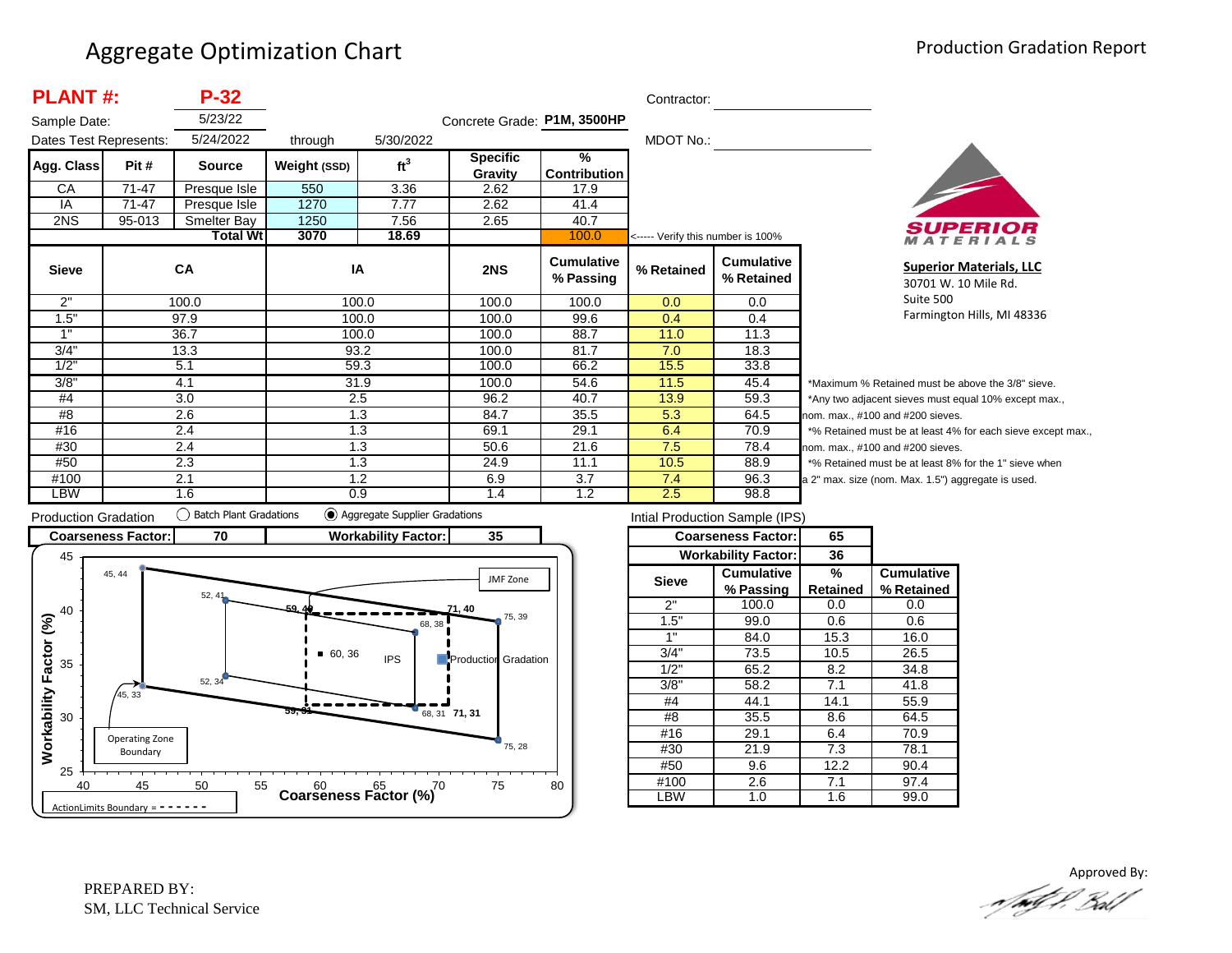# Aggregate Optimization Chart

Production Gradation Report

**PLANT #:** **P-32**

Sample Date: 5/23/22

Dates Test Represents: 5/24/2022 through 5/30/2022

Concrete Grade: **P1M, 3500HP**

Contractor: 

MDOT No.: 

| Agg. Class | Pit # | Source | Weight (SSD) | $ft^3$ | Specific Gravity | % Contribution |
|---|---|---|---|---|---|---|
| CA | 71-47 | Presque Isle | 550 | 3.36 | 2.62 | 17.9 |
| IA | 71-47 | Presque Isle | 1270 | 7.77 | 2.62 | 41.4 |
| 2NS | 95-013 | Smelter Bay | 1250 | 7.56 | 2.65 | 40.7 |
| | | **Total Wt** | **3070** | **18.69** | | 100.0 |

<----- Verify this number is 100%

| Sieve | CA | IA | 2NS | Cumulative % Passing | % Retained | Cumulative % Retained |
|---|---|---|---|---|---|---|
| 2" | 100.0 | 100.0 | 100.0 | 100.0 | 0.0 | 0.0 |
| 1.5" | 97.9 | 100.0 | 100.0 | 99.6 | 0.4 | 0.4 |
| 1" | 36.7 | 100.0 | 100.0 | 88.7 | 11.0 | 11.3 |
| 3/4" | 13.3 | 93.2 | 100.0 | 81.7 | 7.0 | 18.3 |
| 1/2" | 5.1 | 59.3 | 100.0 | 66.2 | 15.5 | 33.8 |
| 3/8" | 4.1 | 31.9 | 100.0 | 54.6 | 11.5 | 45.4 |
| #4 | 3.0 | 2.5 | 96.2 | 40.7 | 13.9 | 59.3 |
| #8 | 2.6 | 1.3 | 84.7 | 35.5 | 5.3 | 64.5 |
| #16 | 2.4 | 1.3 | 69.1 | 29.1 | 6.4 | 70.9 |
| #30 | 2.4 | 1.3 | 50.6 | 21.6 | 7.5 | 78.4 |
| #50 | 2.3 | 1.3 | 24.9 | 11.1 | 10.5 | 88.9 |
| #100 | 2.1 | 1.2 | 6.9 | 3.7 | 7.4 | 96.3 |
| LBW | 1.6 | 0.9 | 1.4 | 1.2 | 2.5 | 98.8 |

*Maximum % Retained must be above the 3/8" sieve.

*Any two adjacent sieves must equal 10% except max., nom. max., #100 and #200 sieves.

*% Retained must be at least 4% for each sieve except max., nom. max., #100 and #200 sieves.

*% Retained must be at least 8% for the 1" sieve when a 2" max. size (nom. Max. 1.5") aggregate is used.

**Superior Materials, LLC**
30701 W. 10 Mile Rd.
Suite 500
Farmington Hills, MI 48336

Production Gradation: ◯ Batch Plant Gradations ◉ Aggregate Supplier Gradations

| Coarseness Factor: | 70 | Workability Factor: | 35 |
|---|---|---|---|

Chart: Workability Factor (%) vs. Coarseness Factor (%). Operating Zone Boundary points: 45, 44; 52, 41; 75, 39; 75, 28; 52, 34; 45, 33. JMF Zone / Action Limits Boundary points: 59, 40; 71, 40; 71, 31; 59, 31; 68, 38; 68, 31. IPS: 60, 36. Production Gradation. ActionLimits Boundary = - - - - - -

Intial Production Sample (IPS)

| Coarseness Factor: | 65 |
|---|---|
| **Workability Factor:** | **36** |

| Sieve | Cumulative % Passing | % Retained | Cumulative % Retained |
|---|---|---|---|
| 2" | 100.0 | 0.0 | 0.0 |
| 1.5" | 99.0 | 0.6 | 0.6 |
| 1" | 84.0 | 15.3 | 16.0 |
| 3/4" | 73.5 | 10.5 | 26.5 |
| 1/2" | 65.2 | 8.2 | 34.8 |
| 3/8" | 58.2 | 7.1 | 41.8 |
| #4 | 44.1 | 14.1 | 55.9 |
| #8 | 35.5 | 8.6 | 64.5 |
| #16 | 29.1 | 6.4 | 70.9 |
| #30 | 21.9 | 7.3 | 78.1 |
| #50 | 9.6 | 12.2 | 90.4 |
| #100 | 2.6 | 7.1 | 97.4 |
| LBW | 1.0 | 1.6 | 99.0 |

PREPARED BY:
SM, LLC Technical Service

Approved By: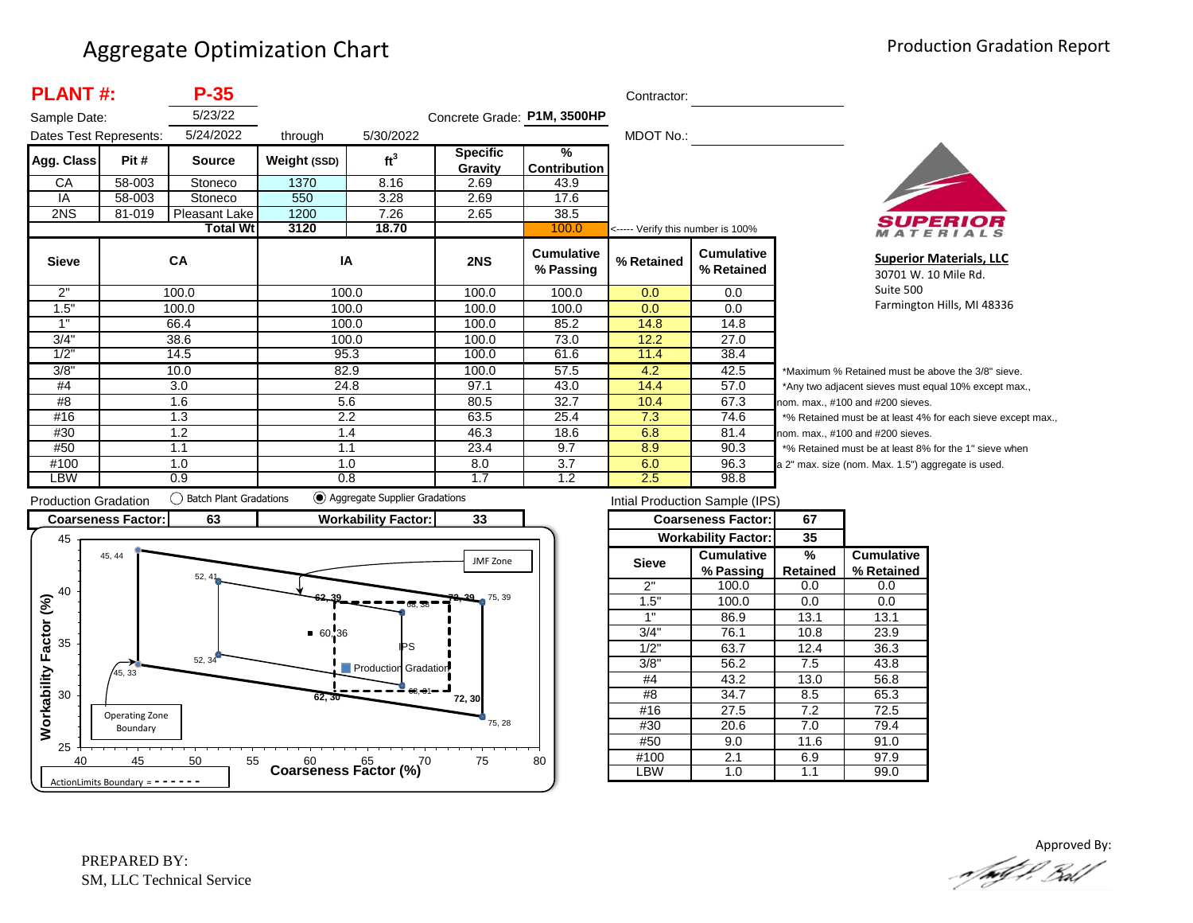# Aggregate Optimization Chart

Production Gradation Report

**PLANT #:** **P-35**

Sample Date: 5/23/22

Dates Test Represents: 5/24/2022 through 5/30/2022

Concrete Grade: **P1M, 3500HP**

Contractor:

MDOT No.:

| Agg. Class | Pit # | Source | Weight (SSD) | ft$^3$ | Specific Gravity | % Contribution |
|---|---|---|---|---|---|---|
| CA | 58-003 | Stoneco | 1370 | 8.16 | 2.69 | 43.9 |
| IA | 58-003 | Stoneco | 550 | 3.28 | 2.69 | 17.6 |
| 2NS | 81-019 | Pleasant Lake | 1200 | 7.26 | 2.65 | 38.5 |
| | | **Total Wt** | **3120** | **18.70** | | 100.0 |

<----- Verify this number is 100%

**SUPERIOR MATERIALS**

**Superior Materials, LLC**
30701 W. 10 Mile Rd.
Suite 500
Farmington Hills, MI 48336

| Sieve | CA | IA | 2NS | Cumulative % Passing | % Retained | Cumulative % Retained |
|---|---|---|---|---|---|---|
| 2" | 100.0 | 100.0 | 100.0 | 100.0 | 0.0 | 0.0 |
| 1.5" | 100.0 | 100.0 | 100.0 | 100.0 | 0.0 | 0.0 |
| 1" | 66.4 | 100.0 | 100.0 | 85.2 | 14.8 | 14.8 |
| 3/4" | 38.6 | 100.0 | 100.0 | 73.0 | 12.2 | 27.0 |
| 1/2" | 14.5 | 95.3 | 100.0 | 61.6 | 11.4 | 38.4 |
| 3/8" | 10.0 | 82.9 | 100.0 | 57.5 | 4.2 | 42.5 |
| #4 | 3.0 | 24.8 | 97.1 | 43.0 | 14.4 | 57.0 |
| #8 | 1.6 | 5.6 | 80.5 | 32.7 | 10.4 | 67.3 |
| #16 | 1.3 | 2.2 | 63.5 | 25.4 | 7.3 | 74.6 |
| #30 | 1.2 | 1.4 | 46.3 | 18.6 | 6.8 | 81.4 |
| #50 | 1.1 | 1.1 | 23.4 | 9.7 | 8.9 | 90.3 |
| #100 | 1.0 | 1.0 | 8.0 | 3.7 | 6.0 | 96.3 |
| LBW | 0.9 | 0.8 | 1.7 | 1.2 | 2.5 | 98.8 |

*Maximum % Retained must be above the 3/8" sieve.
*Any two adjacent sieves must equal 10% except max., nom. max., #100 and #200 sieves.
*% Retained must be at least 4% for each sieve except max., nom. max., #100 and #200 sieves.
*% Retained must be at least 8% for the 1" sieve when a 2" max. size (nom. Max. 1.5") aggregate is used.

Production Gradation ◯ Batch Plant Gradations ◉ Aggregate Supplier Gradations

| Coarseness Factor: | 63 | Workability Factor: | 33 |
|---|---|---|---|

Intial Production Sample (IPS)

| Coarseness Factor: | 67 |
|---|---|
| Workability Factor: | 35 |

| Sieve | Cumulative % Passing | % Retained | Cumulative % Retained |
|---|---|---|---|
| 2" | 100.0 | 0.0 | 0.0 |
| 1.5" | 100.0 | 0.0 | 0.0 |
| 1" | 86.9 | 13.1 | 13.1 |
| 3/4" | 76.1 | 10.8 | 23.9 |
| 1/2" | 63.7 | 12.4 | 36.3 |
| 3/8" | 56.2 | 7.5 | 43.8 |
| #4 | 43.2 | 13.0 | 56.8 |
| #8 | 34.7 | 8.5 | 65.3 |
| #16 | 27.5 | 7.2 | 72.5 |
| #30 | 20.6 | 7.0 | 79.4 |
| #50 | 9.0 | 11.6 | 91.0 |
| #100 | 2.1 | 6.9 | 97.9 |
| LBW | 1.0 | 1.1 | 99.0 |

PREPARED BY:
SM, LLC Technical Service

Approved By: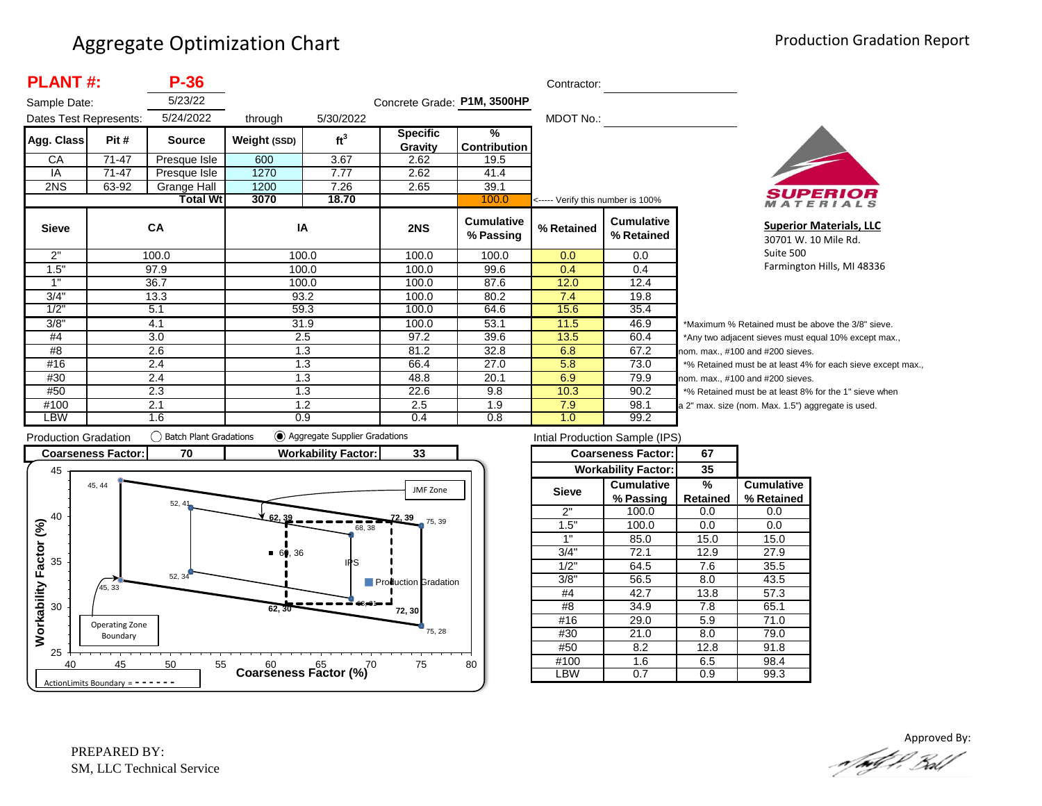# Aggregate Optimization Chart

## Production Gradation Report

**PLANT #:** **P-36**

Sample Date: 5/23/22

Concrete Grade: **P1M, 3500HP**

Dates Test Represents: 5/24/2022 through 5/30/2022

Contractor:

MDOT No.:

| Agg. Class | Pit # | Source | Weight (SSD) | $ft^3$ | Specific Gravity | % Contribution |
|---|---|---|---|---|---|---|
| CA | 71-47 | Presque Isle | 600 | 3.67 | 2.62 | 19.5 |
| IA | 71-47 | Presque Isle | 1270 | 7.77 | 2.62 | 41.4 |
| 2NS | 63-92 | Grange Hall | 1200 | 7.26 | 2.65 | 39.1 |
| | | **Total Wt** | **3070** | **18.70** | | 100.0 |

<----- Verify this number is 100%

| Sieve | CA | IA | 2NS | Cumulative % Passing | % Retained | Cumulative % Retained |
|---|---|---|---|---|---|---|
| 2" | 100.0 | 100.0 | 100.0 | 100.0 | 0.0 | 0.0 |
| 1.5" | 97.9 | 100.0 | 100.0 | 99.6 | 0.4 | 0.4 |
| 1" | 36.7 | 100.0 | 100.0 | 87.6 | 12.0 | 12.4 |
| 3/4" | 13.3 | 93.2 | 100.0 | 80.2 | 7.4 | 19.8 |
| 1/2" | 5.1 | 59.3 | 100.0 | 64.6 | 15.6 | 35.4 |
| 3/8" | 4.1 | 31.9 | 100.0 | 53.1 | 11.5 | 46.9 |
| #4 | 3.0 | 2.5 | 97.2 | 39.6 | 13.5 | 60.4 |
| #8 | 2.6 | 1.3 | 81.2 | 32.8 | 6.8 | 67.2 |
| #16 | 2.4 | 1.3 | 66.4 | 27.0 | 5.8 | 73.0 |
| #30 | 2.4 | 1.3 | 48.8 | 20.1 | 6.9 | 79.9 |
| #50 | 2.3 | 1.3 | 22.6 | 9.8 | 10.3 | 90.2 |
| #100 | 2.1 | 1.2 | 2.5 | 1.9 | 7.9 | 98.1 |
| LBW | 1.6 | 0.9 | 0.4 | 0.8 | 1.0 | 99.2 |

*Maximum % Retained must be above the 3/8" sieve.
*Any two adjacent sieves must equal 10% except max., nom. max., #100 and #200 sieves.
*% Retained must be at least 4% for each sieve except max., nom. max., #100 and #200 sieves.
*% Retained must be at least 8% for the 1" sieve when a 2" max. size (nom. Max. 1.5") aggregate is used.

**Superior Materials, LLC**
30701 W. 10 Mile Rd.
Suite 500
Farmington Hills, MI 48336

Production Gradation — ○ Batch Plant Gradations ◉ Aggregate Supplier Gradations

| Coarseness Factor: | 70 | Workability Factor: | 33 |
|---|---|---|---|

Intial Production Sample (IPS)

| Coarseness Factor: | 67 |
|---|---|
| Workability Factor: | 35 |

| Sieve | Cumulative % Passing | % Retained | Cumulative % Retained |
|---|---|---|---|
| 2" | 100.0 | 0.0 | 0.0 |
| 1.5" | 100.0 | 0.0 | 0.0 |
| 1" | 85.0 | 15.0 | 15.0 |
| 3/4" | 72.1 | 12.9 | 27.9 |
| 1/2" | 64.5 | 7.6 | 35.5 |
| 3/8" | 56.5 | 8.0 | 43.5 |
| #4 | 42.7 | 13.8 | 57.3 |
| #8 | 34.9 | 7.8 | 65.1 |
| #16 | 29.0 | 5.9 | 71.0 |
| #30 | 21.0 | 8.0 | 79.0 |
| #50 | 8.2 | 12.8 | 91.8 |
| #100 | 1.6 | 6.5 | 98.4 |
| LBW | 0.7 | 0.9 | 99.3 |

Approved By:

PREPARED BY:
SM, LLC Technical Service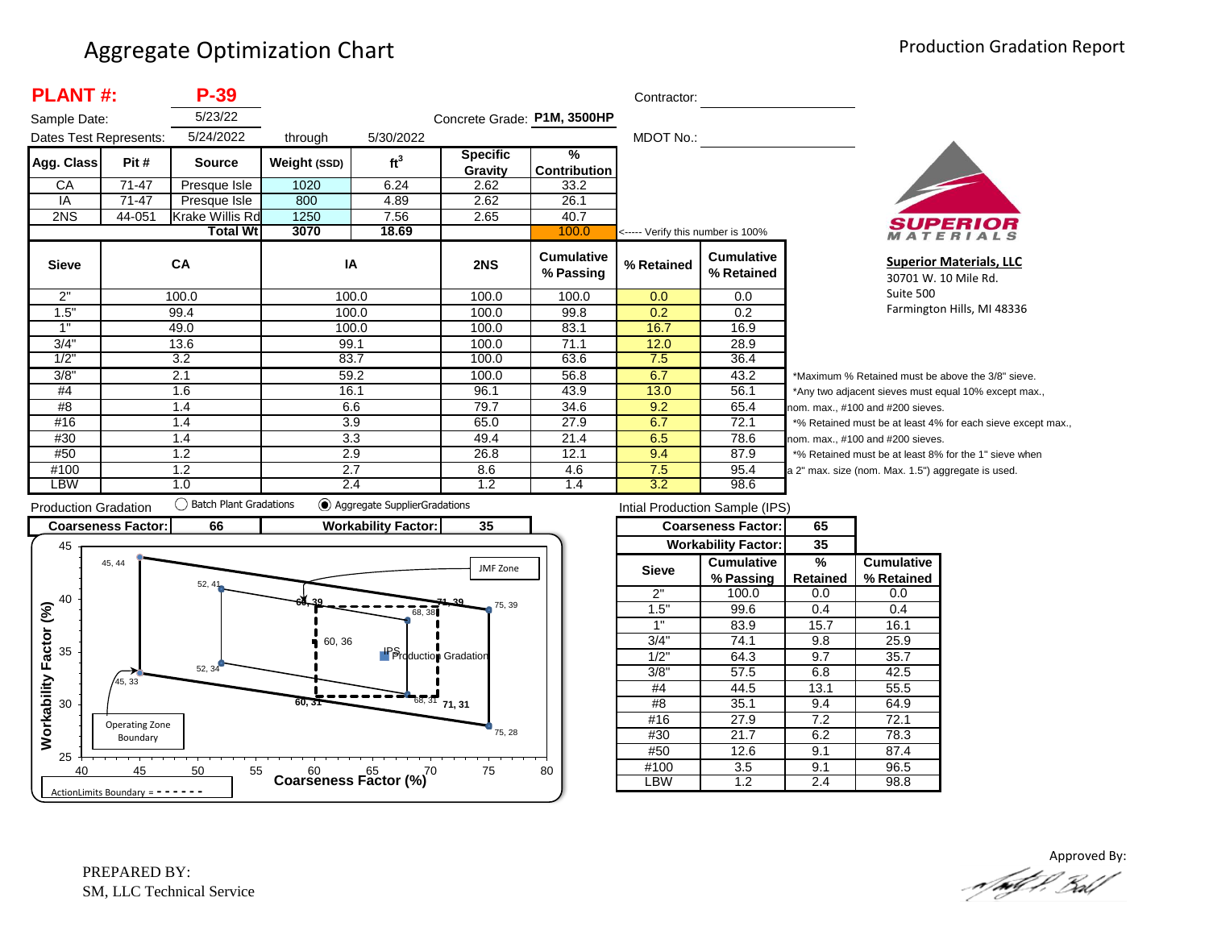# Aggregate Optimization Chart

Production Gradation Report

**PLANT #:** **P-39**

Sample Date: 5/23/22

Dates Test Represents: 5/24/2022 through 5/30/2022

Concrete Grade: **P1M, 3500HP**

Contractor:

MDOT No.:

| Agg. Class | Pit # | Source | Weight (SSD) | ft³ | Specific Gravity | % Contribution |
|---|---|---|---|---|---|---|
| CA | 71-47 | Presque Isle | 1020 | 6.24 | 2.62 | 33.2 |
| IA | 71-47 | Presque Isle | 800 | 4.89 | 2.62 | 26.1 |
| 2NS | 44-051 | Krake Willis Rd | 1250 | 7.56 | 2.65 | 40.7 |
| | | **Total Wt** | **3070** | **18.69** | | 100.0 |

<----- Verify this number is 100%

| Sieve | CA | IA | 2NS | Cumulative % Passing | % Retained | Cumulative % Retained |
|---|---|---|---|---|---|---|
| 2" | 100.0 | 100.0 | 100.0 | 100.0 | 0.0 | 0.0 |
| 1.5" | 99.4 | 100.0 | 100.0 | 99.8 | 0.2 | 0.2 |
| 1" | 49.0 | 100.0 | 100.0 | 83.1 | 16.7 | 16.9 |
| 3/4" | 13.6 | 99.1 | 100.0 | 71.1 | 12.0 | 28.9 |
| 1/2" | 3.2 | 83.7 | 100.0 | 63.6 | 7.5 | 36.4 |
| 3/8" | 2.1 | 59.2 | 100.0 | 56.8 | 6.7 | 43.2 |
| #4 | 1.6 | 16.1 | 96.1 | 43.9 | 13.0 | 56.1 |
| #8 | 1.4 | 6.6 | 79.7 | 34.6 | 9.2 | 65.4 |
| #16 | 1.4 | 3.9 | 65.0 | 27.9 | 6.7 | 72.1 |
| #30 | 1.4 | 3.3 | 49.4 | 21.4 | 6.5 | 78.6 |
| #50 | 1.2 | 2.9 | 26.8 | 12.1 | 9.4 | 87.9 |
| #100 | 1.2 | 2.7 | 8.6 | 4.6 | 7.5 | 95.4 |
| LBW | 1.0 | 2.4 | 1.2 | 1.4 | 3.2 | 98.6 |

*Maximum % Retained must be above the 3/8" sieve.
*Any two adjacent sieves must equal 10% except max., nom. max., #100 and #200 sieves.
*% Retained must be at least 4% for each sieve except max., nom. max., #100 and #200 sieves.
*% Retained must be at least 8% for the 1" sieve when a 2" max. size (nom. Max. 1.5") aggregate is used.

**Superior Materials, LLC**
30701 W. 10 Mile Rd.
Suite 500
Farmington Hills, MI 48336

Production Gradation: ◯ Batch Plant Gradations ◉ Aggregate SupplierGradations

| Coarseness Factor: | 66 | Workability Factor: | 35 |
|---|---|---|---|

Intial Production Sample (IPS)

| Coarseness Factor: | 65 | |
|---|---|---|
| Workability Factor: | 35 | |

| Sieve | Cumulative % Passing | % Retained | Cumulative % Retained |
|---|---|---|---|
| 2" | 100.0 | 0.0 | 0.0 |
| 1.5" | 99.6 | 0.4 | 0.4 |
| 1" | 83.9 | 15.7 | 16.1 |
| 3/4" | 74.1 | 9.8 | 25.9 |
| 1/2" | 64.3 | 9.7 | 35.7 |
| 3/8" | 57.5 | 6.8 | 42.5 |
| #4 | 44.5 | 13.1 | 55.5 |
| #8 | 35.1 | 9.4 | 64.9 |
| #16 | 27.9 | 7.2 | 72.1 |
| #30 | 21.7 | 6.2 | 78.3 |
| #50 | 12.6 | 9.1 | 87.4 |
| #100 | 3.5 | 9.1 | 96.5 |
| LBW | 1.2 | 2.4 | 98.8 |

PREPARED BY:
SM, LLC Technical Service

Approved By: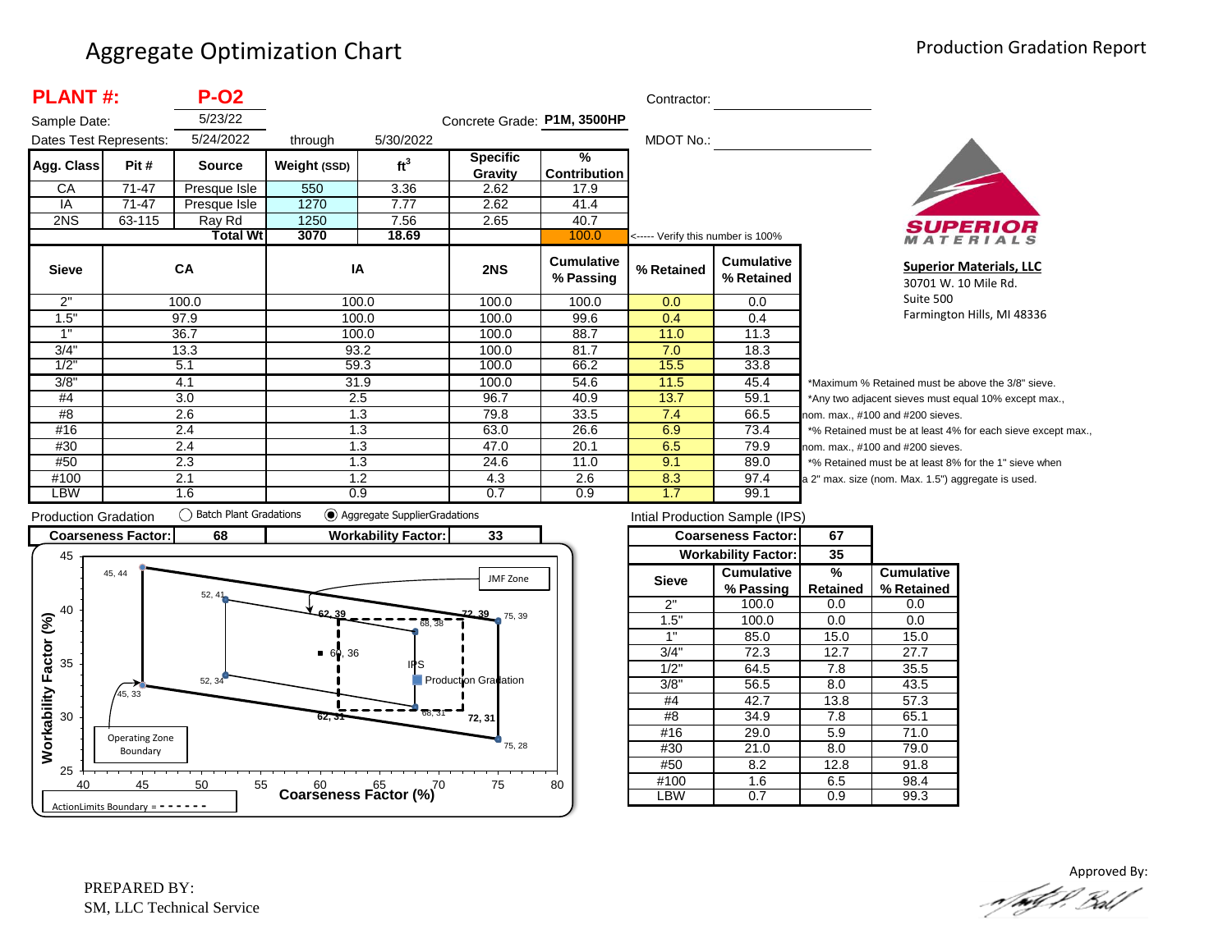# Aggregate Optimization Chart

Production Gradation Report

**PLANT #:** **P-O2**

Sample Date: 5/23/22

Dates Test Represents: 5/24/2022 through 5/30/2022

Concrete Grade: **P1M, 3500HP**

Contractor:

MDOT No.:

| Agg. Class | Pit # | Source | Weight (SSD) | $ft^3$ | Specific Gravity | % Contribution |
|---|---|---|---|---|---|---|
| CA | 71-47 | Presque Isle | 550 | 3.36 | 2.62 | 17.9 |
| IA | 71-47 | Presque Isle | 1270 | 7.77 | 2.62 | 41.4 |
| 2NS | 63-115 | Ray Rd | 1250 | 7.56 | 2.65 | 40.7 |
| | | **Total Wt** | **3070** | **18.69** | | 100.0 |

<----- Verify this number is 100%

| Sieve | CA | IA | 2NS | Cumulative % Passing | % Retained | Cumulative % Retained |
|---|---|---|---|---|---|---|
| 2" | 100.0 | 100.0 | 100.0 | 100.0 | 0.0 | 0.0 |
| 1.5" | 97.9 | 100.0 | 100.0 | 99.6 | 0.4 | 0.4 |
| 1" | 36.7 | 100.0 | 100.0 | 88.7 | 11.0 | 11.3 |
| 3/4" | 13.3 | 93.2 | 100.0 | 81.7 | 7.0 | 18.3 |
| 1/2" | 5.1 | 59.3 | 100.0 | 66.2 | 15.5 | 33.8 |
| 3/8" | 4.1 | 31.9 | 100.0 | 54.6 | 11.5 | 45.4 |
| #4 | 3.0 | 2.5 | 96.7 | 40.9 | 13.7 | 59.1 |
| #8 | 2.6 | 1.3 | 79.8 | 33.5 | 7.4 | 66.5 |
| #16 | 2.4 | 1.3 | 63.0 | 26.6 | 6.9 | 73.4 |
| #30 | 2.4 | 1.3 | 47.0 | 20.1 | 6.5 | 79.9 |
| #50 | 2.3 | 1.3 | 24.6 | 11.0 | 9.1 | 89.0 |
| #100 | 2.1 | 1.2 | 4.3 | 2.6 | 8.3 | 97.4 |
| LBW | 1.6 | 0.9 | 0.7 | 0.9 | 1.7 | 99.1 |

*Maximum % Retained must be above the 3/8" sieve.
*Any two adjacent sieves must equal 10% except max., nom. max., #100 and #200 sieves.
*% Retained must be at least 4% for each sieve except max., nom. max., #100 and #200 sieves.
*% Retained must be at least 8% for the 1" sieve when a 2" max. size (nom. Max. 1.5") aggregate is used.

**Superior Materials, LLC**
30701 W. 10 Mile Rd.
Suite 500
Farmington Hills, MI 48336

Production Gradation ◯ Batch Plant Gradations ◉ Aggregate SupplierGradations

| Coarseness Factor: | 68 | Workability Factor: | 33 |
|---|---|---|---|

Workability Factor (%)
Coarseness Factor (%)
45, 44
52, 41
62, 39
68, 38
72, 39
75, 39
JMF Zone
60, 36
IPS
Production Gradation
52, 34
45, 33
62, 31
68, 31
72, 31
75, 28
Operating Zone Boundary
ActionLimits Boundary = - - - - - -

Intial Production Sample (IPS)

| Coarseness Factor: | 67 |
|---|---|
| Workability Factor: | 35 |

| Sieve | Cumulative % Passing | % Retained | Cumulative % Retained |
|---|---|---|---|
| 2" | 100.0 | 0.0 | 0.0 |
| 1.5" | 100.0 | 0.0 | 0.0 |
| 1" | 85.0 | 15.0 | 15.0 |
| 3/4" | 72.3 | 12.7 | 27.7 |
| 1/2" | 64.5 | 7.8 | 35.5 |
| 3/8" | 56.5 | 8.0 | 43.5 |
| #4 | 42.7 | 13.8 | 57.3 |
| #8 | 34.9 | 7.8 | 65.1 |
| #16 | 29.0 | 5.9 | 71.0 |
| #30 | 21.0 | 8.0 | 79.0 |
| #50 | 8.2 | 12.8 | 91.8 |
| #100 | 1.6 | 6.5 | 98.4 |
| LBW | 0.7 | 0.9 | 99.3 |

PREPARED BY:
SM, LLC Technical Service

Approved By: